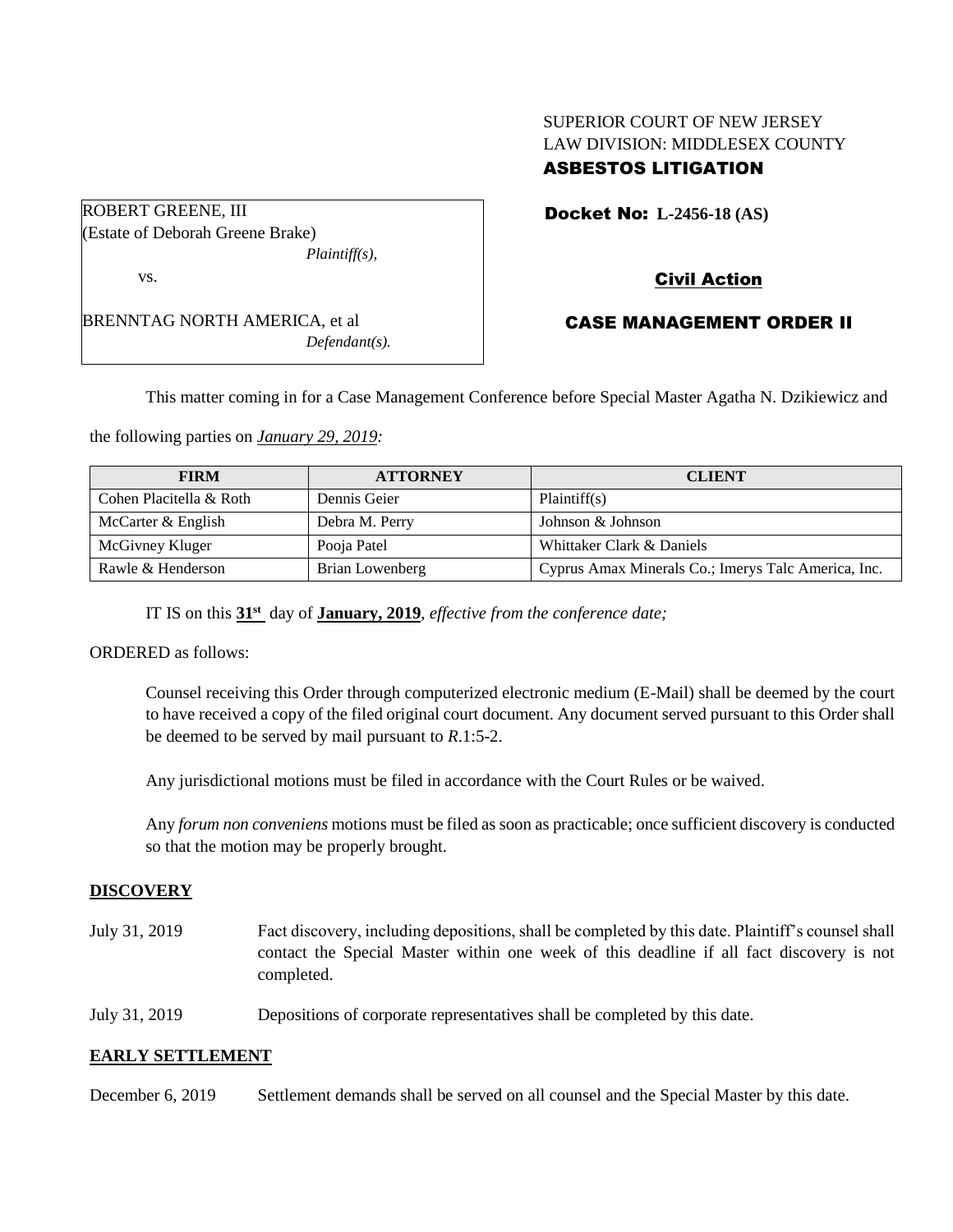SUPERIOR COURT OF NEW JERSEY
LAW DIVISION: MIDDLESEX COUNTY
**ASBESTOS LITIGATION**

ROBERT GREENE, III
(Estate of Deborah Greene Brake)
*Plaintiff(s),*

vs.

BRENNTAG NORTH AMERICA, et al
*Defendant(s).*

**Docket No: L-2456-18 (AS)**

**Civil Action**

**CASE MANAGEMENT ORDER II**

This matter coming in for a Case Management Conference before Special Master Agatha N. Dzikiewicz and the following parties on *January 29, 2019:*

| FIRM | ATTORNEY | CLIENT |
|---|---|---|
| Cohen Placitella & Roth | Dennis Geier | Plaintiff(s) |
| McCarter & English | Debra M. Perry | Johnson & Johnson |
| McGivney Kluger | Pooja Patel | Whittaker Clark & Daniels |
| Rawle & Henderson | Brian Lowenberg | Cyprus Amax Minerals Co.; Imerys Talc America, Inc. |

IT IS on this **31st** day of **January, 2019**, *effective from the conference date;*

ORDERED as follows:

Counsel receiving this Order through computerized electronic medium (E-Mail) shall be deemed by the court to have received a copy of the filed original court document. Any document served pursuant to this Order shall be deemed to be served by mail pursuant to *R*.1:5-2.

Any jurisdictional motions must be filed in accordance with the Court Rules or be waived.

Any *forum non conveniens* motions must be filed as soon as practicable; once sufficient discovery is conducted so that the motion may be properly brought.

## DISCOVERY

July 31, 2019 — Fact discovery, including depositions, shall be completed by this date. Plaintiff's counsel shall contact the Special Master within one week of this deadline if all fact discovery is not completed.

July 31, 2019 — Depositions of corporate representatives shall be completed by this date.

## EARLY SETTLEMENT

December 6, 2019 — Settlement demands shall be served on all counsel and the Special Master by this date.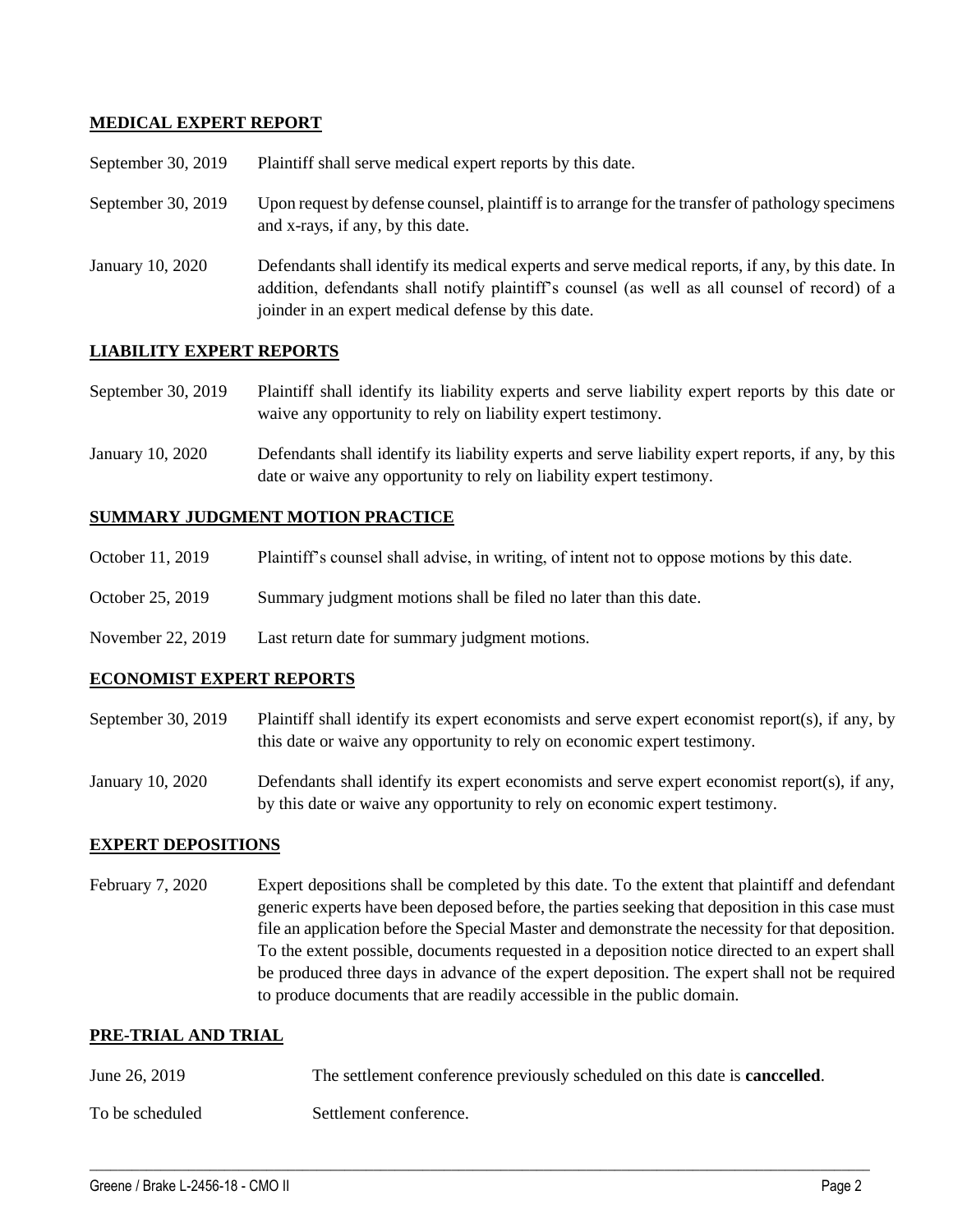## MEDICAL EXPERT REPORT

| | |
|---|---|
| September 30, 2019 | Plaintiff shall serve medical expert reports by this date. |
| September 30, 2019 | Upon request by defense counsel, plaintiff is to arrange for the transfer of pathology specimens and x-rays, if any, by this date. |
| January 10, 2020 | Defendants shall identify its medical experts and serve medical reports, if any, by this date. In addition, defendants shall notify plaintiff's counsel (as well as all counsel of record) of a joinder in an expert medical defense by this date. |

## LIABILITY EXPERT REPORTS

| | |
|---|---|
| September 30, 2019 | Plaintiff shall identify its liability experts and serve liability expert reports by this date or waive any opportunity to rely on liability expert testimony. |
| January 10, 2020 | Defendants shall identify its liability experts and serve liability expert reports, if any, by this date or waive any opportunity to rely on liability expert testimony. |

## SUMMARY JUDGMENT MOTION PRACTICE

| | |
|---|---|
| October 11, 2019 | Plaintiff's counsel shall advise, in writing, of intent not to oppose motions by this date. |
| October 25, 2019 | Summary judgment motions shall be filed no later than this date. |
| November 22, 2019 | Last return date for summary judgment motions. |

## ECONOMIST EXPERT REPORTS

| | |
|---|---|
| September 30, 2019 | Plaintiff shall identify its expert economists and serve expert economist report(s), if any, by this date or waive any opportunity to rely on economic expert testimony. |
| January 10, 2020 | Defendants shall identify its expert economists and serve expert economist report(s), if any, by this date or waive any opportunity to rely on economic expert testimony. |

## EXPERT DEPOSITIONS

| | |
|---|---|
| February 7, 2020 | Expert depositions shall be completed by this date. To the extent that plaintiff and defendant generic experts have been deposed before, the parties seeking that deposition in this case must file an application before the Special Master and demonstrate the necessity for that deposition. To the extent possible, documents requested in a deposition notice directed to an expert shall be produced three days in advance of the expert deposition. The expert shall not be required to produce documents that are readily accessible in the public domain. |

## PRE-TRIAL AND TRIAL

| | |
|---|---|
| June 26, 2019 | The settlement conference previously scheduled on this date is **canccelled**. |
| To be scheduled | Settlement conference. |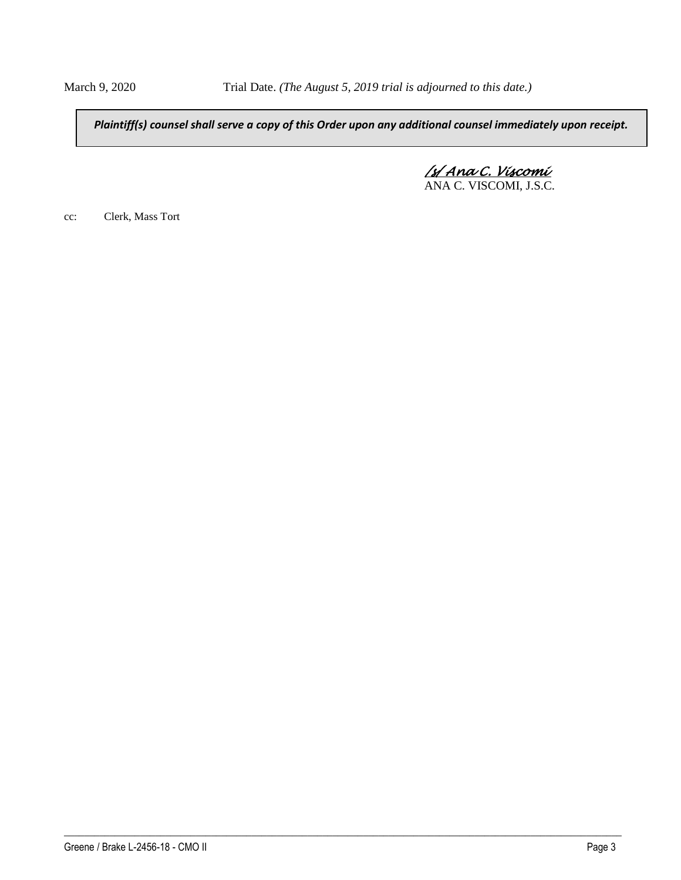| | |
|---|---|
| March 9, 2020 | Trial Date. *(The August 5, 2019 trial is adjourned to this date.)* |

***Plaintiff(s) counsel shall serve a copy of this Order upon any additional counsel immediately upon receipt.***

*/s/ Ana C. Viscomi*
ANA C. VISCOMI, J.S.C.

cc: Clerk, Mass Tort